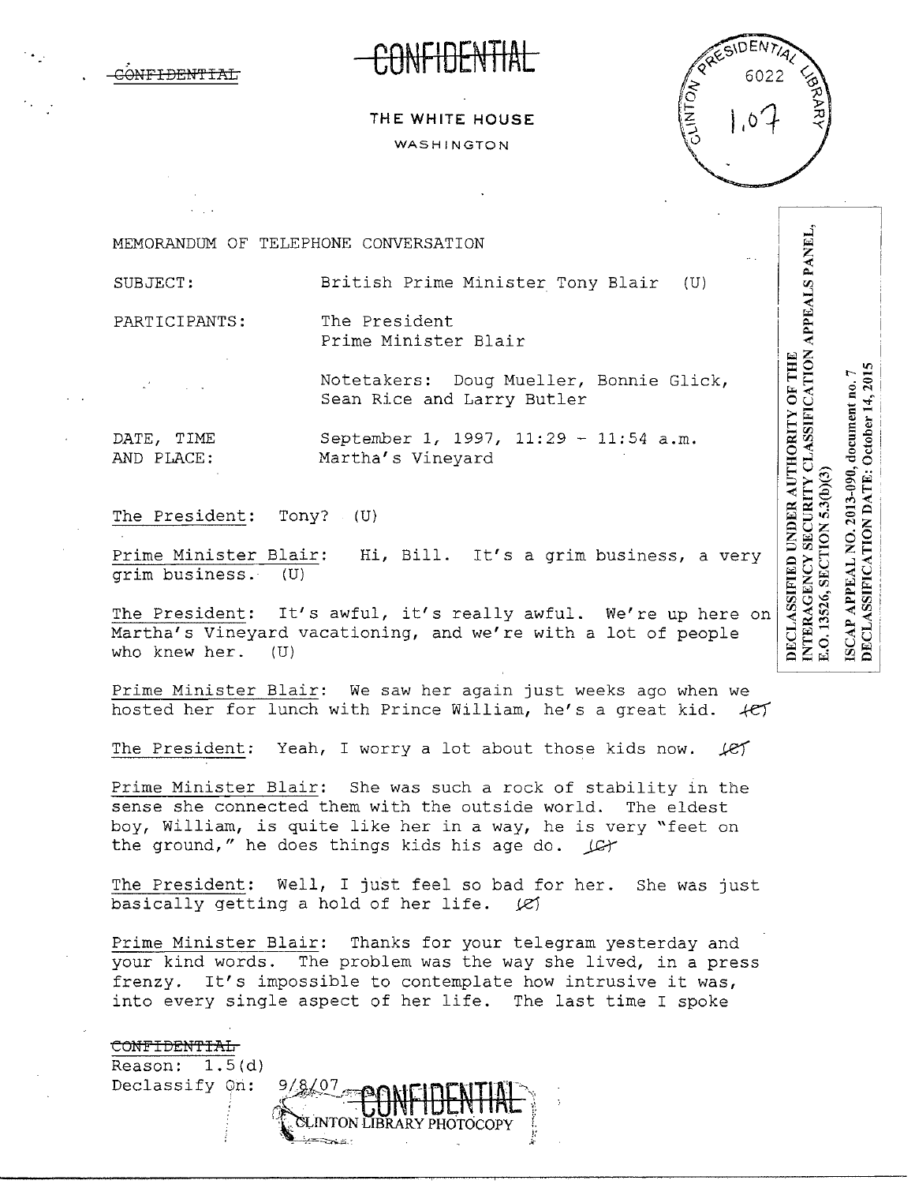~~CONFIDENTIAL~~

~~CONFIDENTIAL~~

THE WHITE HOUSE

WASHINGTON

CLINTON PRESIDENTIAL LIBRARY 6022 1.07

DECLASSIFIED UNDER AUTHORITY OF THE INTERAGENCY SECURITY CLASSIFICATION APPEALS PANEL, E.O. 13526, SECTION 5.3(b)(3)

ISCAP APPEAL NO. 2013-090, document no. 7
DECLASSIFICATION DATE: October 14, 2015

MEMORANDUM OF TELEPHONE CONVERSATION

SUBJECT: British Prime Minister Tony Blair (U)

PARTICIPANTS: The President
Prime Minister Blair

Notetakers: Doug Mueller, Bonnie Glick, Sean Rice and Larry Butler

DATE, TIME AND PLACE: September 1, 1997, 11:29 - 11:54 a.m.
Martha's Vineyard

The President: Tony? (U)

Prime Minister Blair: Hi, Bill. It's a grim business, a very grim business. (U)

The President: It's awful, it's really awful. We're up here on Martha's Vineyard vacationing, and we're with a lot of people who knew her. (U)

Prime Minister Blair: We saw her again just weeks ago when we hosted her for lunch with Prince William, he's a great kid. ~~(C)~~

The President: Yeah, I worry a lot about those kids now. ~~(C)~~

Prime Minister Blair: She was such a rock of stability in the sense she connected them with the outside world. The eldest boy, William, is quite like her in a way, he is very "feet on the ground," he does things kids his age do. ~~(C)~~

The President: Well, I just feel so bad for her. She was just basically getting a hold of her life. ~~(C)~~

Prime Minister Blair: Thanks for your telegram yesterday and your kind words. The problem was the way she lived, in a press frenzy. It's impossible to contemplate how intrusive it was, into every single aspect of her life. The last time I spoke

~~CONFIDENTIAL~~
Reason: 1.5(d)
Declassify On: 9/8/07

~~CONFIDENTIAL~~ CLINTON LIBRARY PHOTOCOPY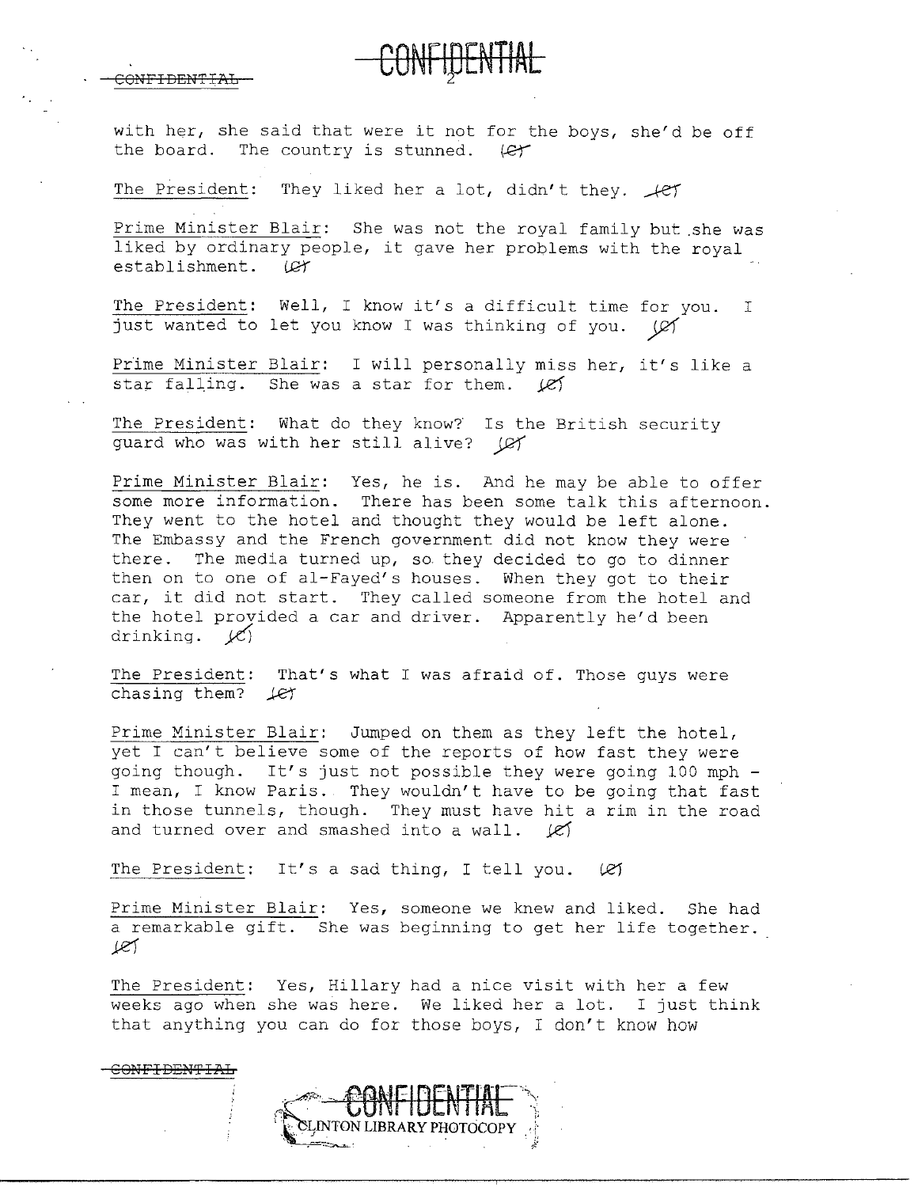with her, she said that were it not for the boys, she'd be off the board. The country is stunned. (C)

The President: They liked her a lot, didn't they. (C)

Prime Minister Blair: She was not the royal family but she was liked by ordinary people, it gave her problems with the royal establishment. (C)

The President: Well, I know it's a difficult time for you. I just wanted to let you know I was thinking of you. (C)

Prime Minister Blair: I will personally miss her, it's like a star falling. She was a star for them. (C)

The President: What do they know? Is the British security guard who was with her still alive? (C)

Prime Minister Blair: Yes, he is. And he may be able to offer some more information. There has been some talk this afternoon. They went to the hotel and thought they would be left alone. The Embassy and the French government did not know they were there. The media turned up, so they decided to go to dinner then on to one of al-Fayed's houses. When they got to their car, it did not start. They called someone from the hotel and the hotel provided a car and driver. Apparently he'd been drinking. (C)

The President: That's what I was afraid of. Those guys were chasing them? (C)

Prime Minister Blair: Jumped on them as they left the hotel, yet I can't believe some of the reports of how fast they were going though. It's just not possible they were going 100 mph - I mean, I know Paris. They wouldn't have to be going that fast in those tunnels, though. They must have hit a rim in the road and turned over and smashed into a wall. (C)

The President: It's a sad thing, I tell you. (C)

Prime Minister Blair: Yes, someone we knew and liked. She had a remarkable gift. She was beginning to get her life together. (C)

The President: Yes, Hillary had a nice visit with her a few weeks ago when she was here. We liked her a lot. I just think that anything you can do for those boys, I don't know how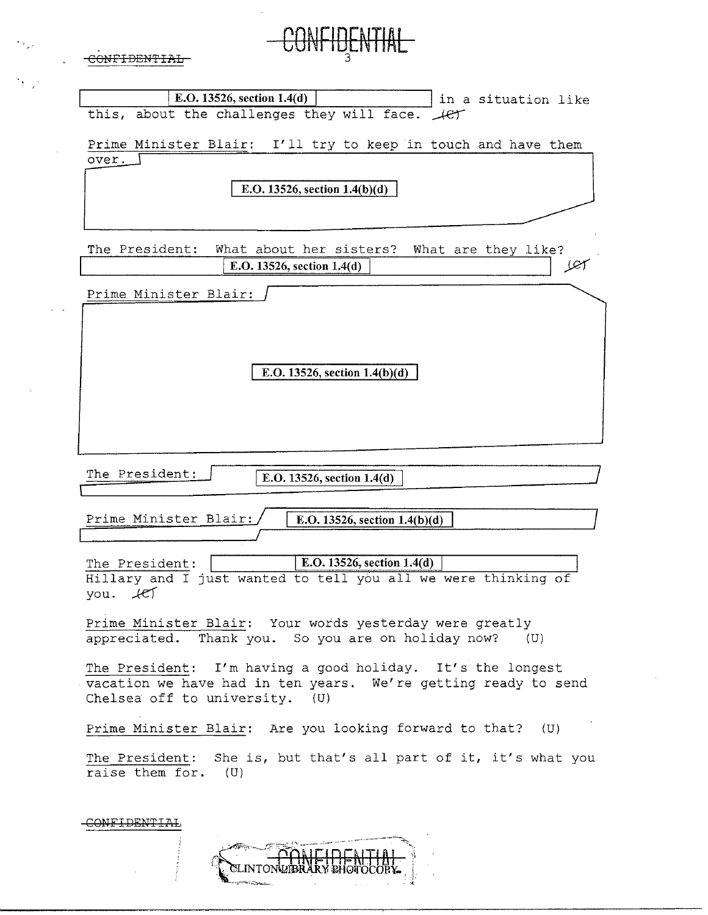CONFIDENTIAL

E.O. 13526, section 1.4(d) in a situation like this, about the challenges they will face. (C)

Prime Minister Blair: I'll try to keep in touch and have them over.

E.O. 13526, section 1.4(b)(d)

The President: What about her sisters? What are they like?

E.O. 13526, section 1.4(d) (C)

Prime Minister Blair:

E.O. 13526, section 1.4(b)(d)

The President: E.O. 13526, section 1.4(d)

Prime Minister Blair: E.O. 13526, section 1.4(b)(d)

The President: E.O. 13526, section 1.4(d) Hillary and I just wanted to tell you all we were thinking of you. (C)

Prime Minister Blair: Your words yesterday were greatly appreciated. Thank you. So you are on holiday now? (U)

The President: I'm having a good holiday. It's the longest vacation we have had in ten years. We're getting ready to send Chelsea off to university. (U)

Prime Minister Blair: Are you looking forward to that? (U)

The President: She is, but that's all part of it, it's what you raise them for. (U)

CONFIDENTIAL

CLINTON LIBRARY PHOTOCOPY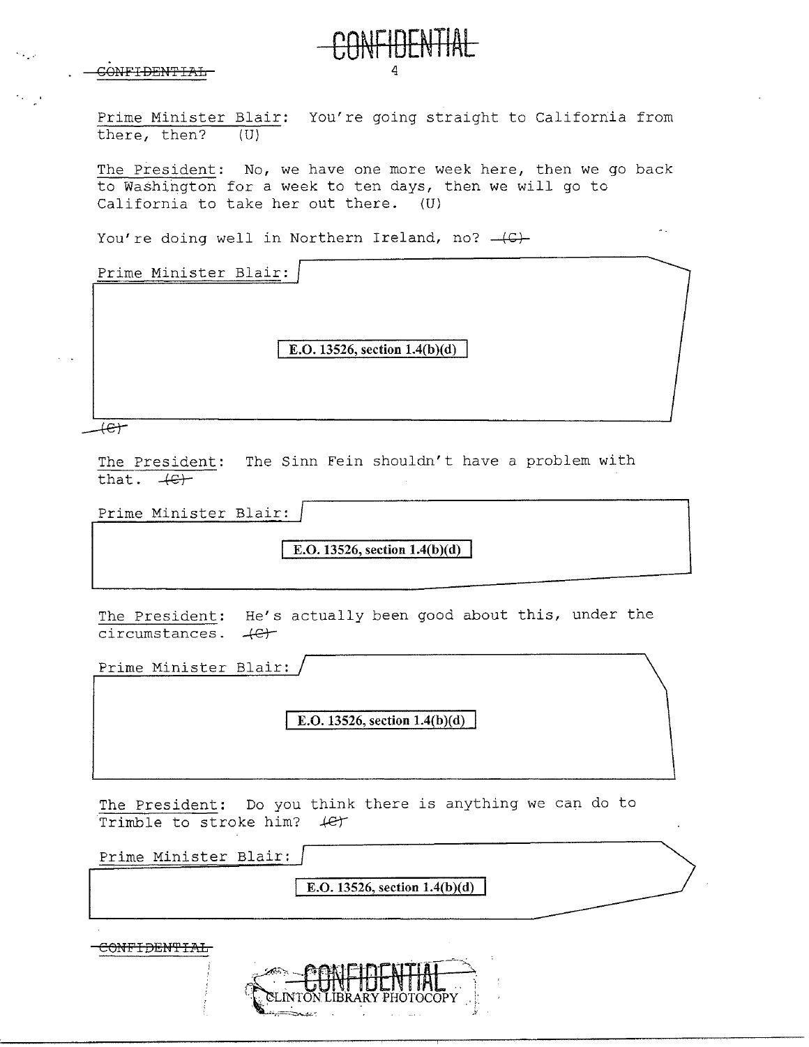Prime Minister Blair: You're going straight to California from there, then? (U)

The President: No, we have one more week here, then we go back to Washington for a week to ten days, then we will go to California to take her out there. (U)

You're doing well in Northern Ireland, no? ~~(C)~~

Prime Minister Blair:

E.O. 13526, section 1.4(b)(d)

~~(C)~~

The President: The Sinn Fein shouldn't have a problem with that. ~~(C)~~

Prime Minister Blair:

E.O. 13526, section 1.4(b)(d)

The President: He's actually been good about this, under the circumstances. ~~(C)~~

Prime Minister Blair:

E.O. 13526, section 1.4(b)(d)

The President: Do you think there is anything we can do to Trimble to stroke him? ~~(C)~~

Prime Minister Blair:

E.O. 13526, section 1.4(b)(d)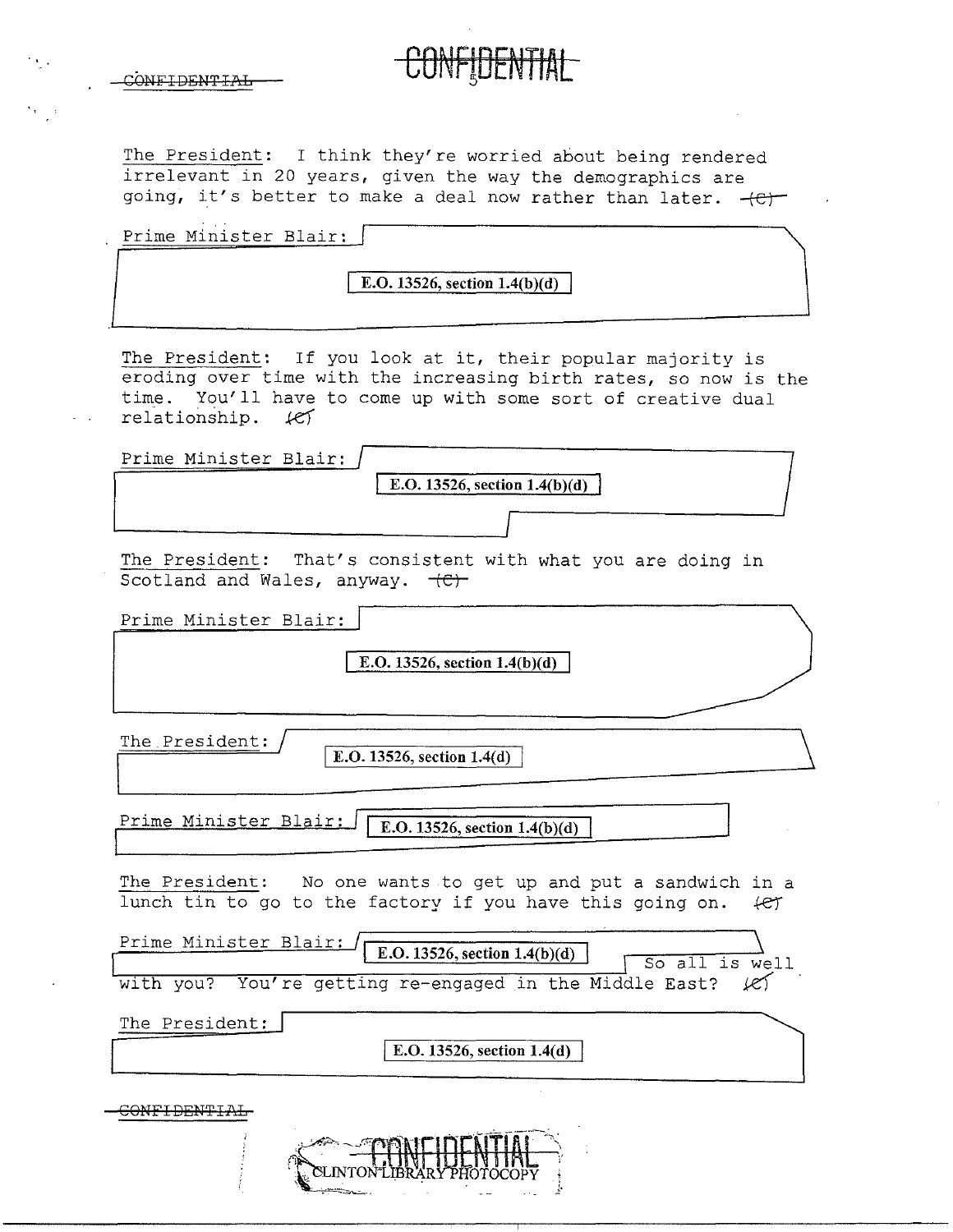The President: I think they're worried about being rendered irrelevant in 20 years, given the way the demographics are going, it's better to make a deal now rather than later. (C)

Prime Minister Blair: E.O. 13526, section 1.4(b)(d)

The President: If you look at it, their popular majority is eroding over time with the increasing birth rates, so now is the time. You'll have to come up with some sort of creative dual relationship. (C)

Prime Minister Blair: E.O. 13526, section 1.4(b)(d)

The President: That's consistent with what you are doing in Scotland and Wales, anyway. (C)

Prime Minister Blair: E.O. 13526, section 1.4(b)(d)

The President: E.O. 13526, section 1.4(d)

Prime Minister Blair: E.O. 13526, section 1.4(b)(d)

The President: No one wants to get up and put a sandwich in a lunch tin to go to the factory if you have this going on. (C)

Prime Minister Blair: E.O. 13526, section 1.4(b)(d) So all is well with you? You're getting re-engaged in the Middle East? (C)

The President: E.O. 13526, section 1.4(d)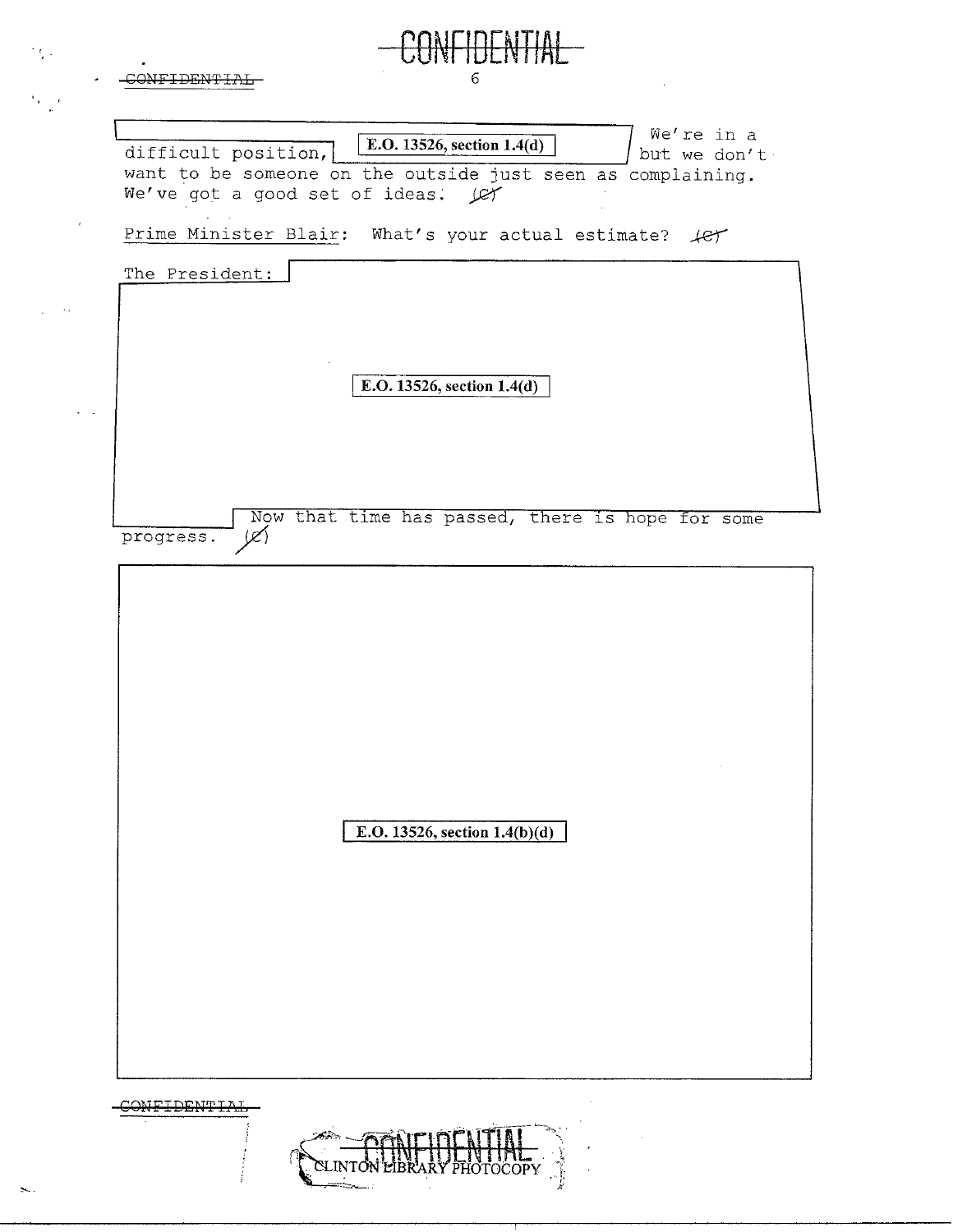CONFIDENTIAL

[E.O. 13526, section 1.4(d)] We're in a difficult position, [E.O. 13526, section 1.4(d)] but we don't want to be someone on the outside just seen as complaining. We've got a good set of ideas. (C)

Prime Minister Blair: What's your actual estimate? (C)

The President: [E.O. 13526, section 1.4(d)] Now that time has passed, there is hope for some progress. (C)

[E.O. 13526, section 1.4(b)(d)]

CONFIDENTIAL

CONFIDENTIAL

CLINTON LIBRARY PHOTOCOPY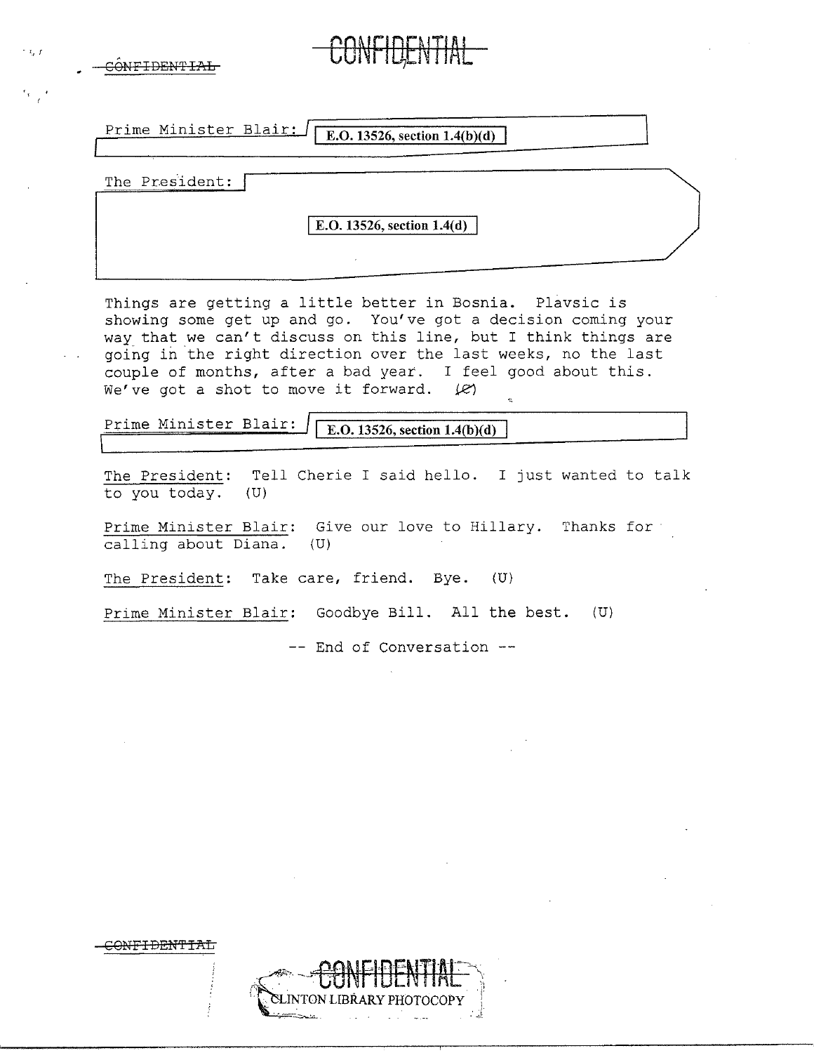Prime Minister Blair: E.O. 13526, section 1.4(b)(d)

The President: E.O. 13526, section 1.4(d)

Things are getting a little better in Bosnia. Plavsic is showing some get up and go. You've got a decision coming your way that we can't discuss on this line, but I think things are going in the right direction over the last weeks, no the last couple of months, after a bad year. I feel good about this. We've got a shot to move it forward. (C)

Prime Minister Blair: E.O. 13526, section 1.4(b)(d)

The President: Tell Cherie I said hello. I just wanted to talk to you today. (U)

Prime Minister Blair: Give our love to Hillary. Thanks for calling about Diana. (U)

The President: Take care, friend. Bye. (U)

Prime Minister Blair: Goodbye Bill. All the best. (U)

-- End of Conversation --

CLINTON LIBRARY PHOTOCOPY